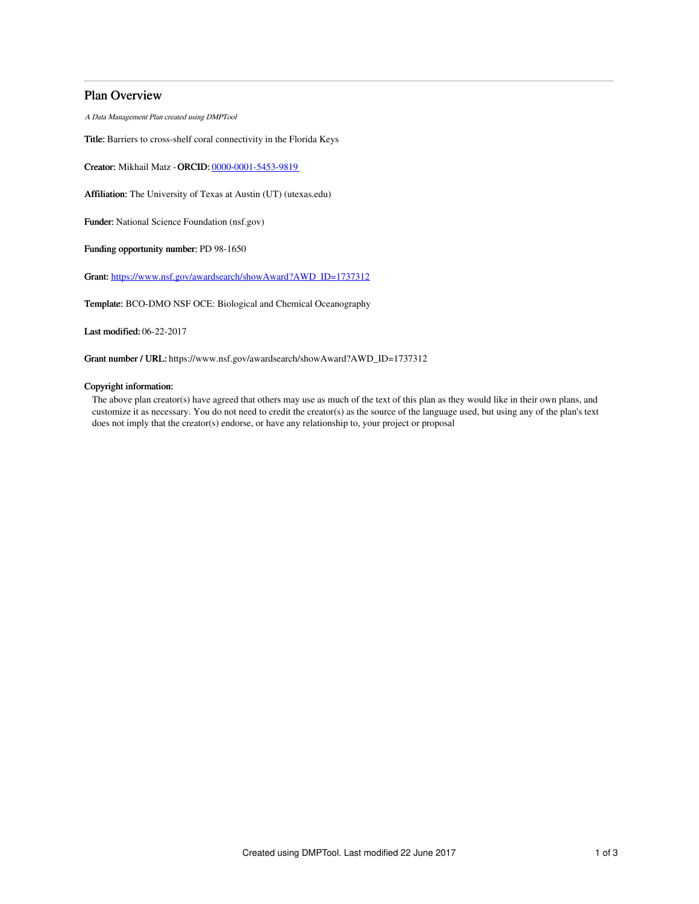# Plan Overview

*A Data Management Plan created using DMPTool*

**Title:** Barriers to cross-shelf coral connectivity in the Florida Keys

**Creator:** Mikhail Matz - **ORCID:** 0000-0001-5453-9819

**Affiliation:** The University of Texas at Austin (UT) (utexas.edu)

**Funder:** National Science Foundation (nsf.gov)

**Funding opportunity number:** PD 98-1650

**Grant:** https://www.nsf.gov/awardsearch/showAward?AWD_ID=1737312

**Template:** BCO-DMO NSF OCE: Biological and Chemical Oceanography

**Last modified:** 06-22-2017

**Grant number / URL:** https://www.nsf.gov/awardsearch/showAward?AWD_ID=1737312

**Copyright information:**

The above plan creator(s) have agreed that others may use as much of the text of this plan as they would like in their own plans, and customize it as necessary. You do not need to credit the creator(s) as the source of the language used, but using any of the plan's text does not imply that the creator(s) endorse, or have any relationship to, your project or proposal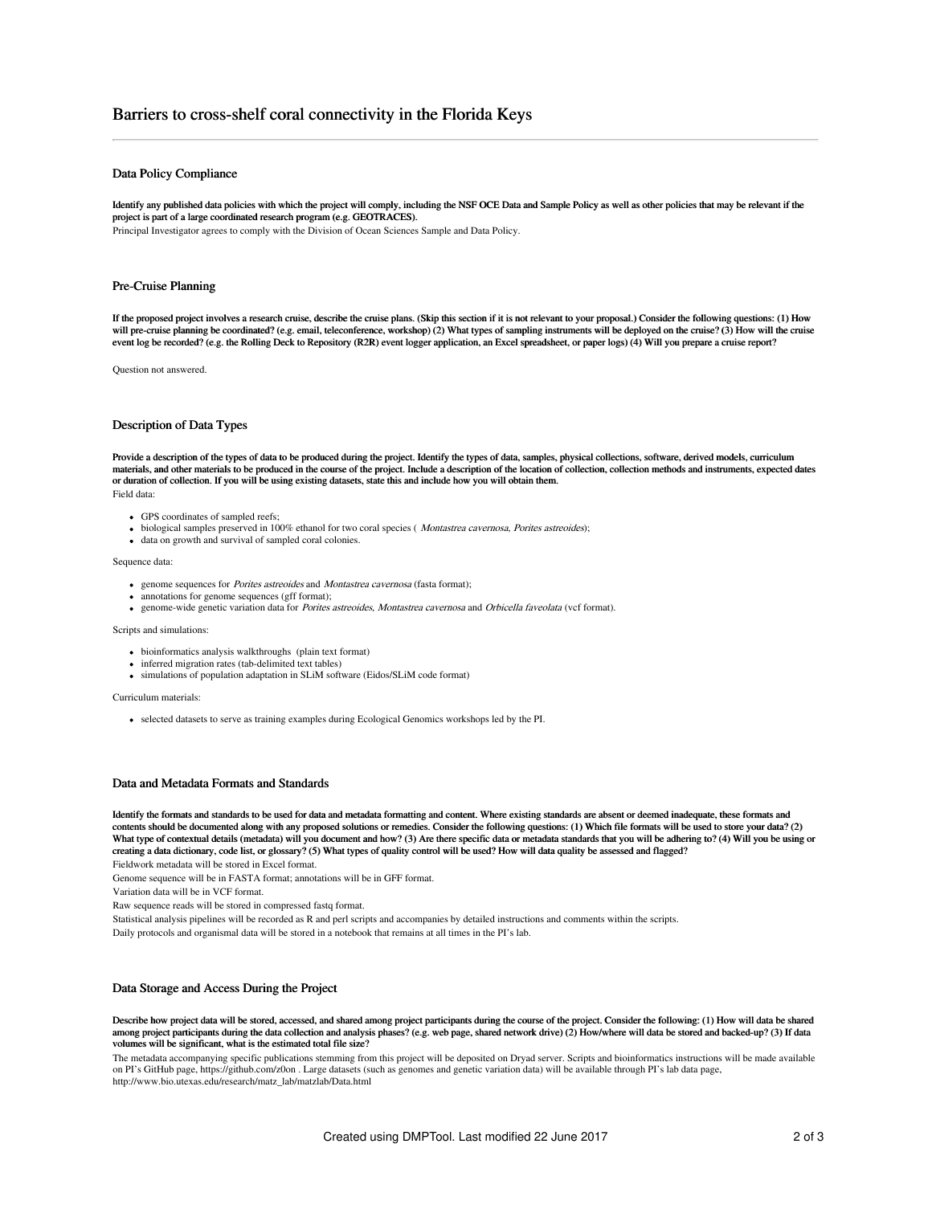# Barriers to cross-shelf coral connectivity in the Florida Keys

## Data Policy Compliance

**Identify any published data policies with which the project will comply, including the NSF OCE Data and Sample Policy as well as other policies that may be relevant if the project is part of a large coordinated research program (e.g. GEOTRACES).**

Principal Investigator agrees to comply with the Division of Ocean Sciences Sample and Data Policy.

## Pre-Cruise Planning

**If the proposed project involves a research cruise, describe the cruise plans. (Skip this section if it is not relevant to your proposal.) Consider the following questions: (1) How will pre-cruise planning be coordinated? (e.g. email, teleconference, workshop) (2) What types of sampling instruments will be deployed on the cruise? (3) How will the cruise event log be recorded? (e.g. the Rolling Deck to Repository (R2R) event logger application, an Excel spreadsheet, or paper logs) (4) Will you prepare a cruise report?**

Question not answered.

## Description of Data Types

**Provide a description of the types of data to be produced during the project. Identify the types of data, samples, physical collections, software, derived models, curriculum materials, and other materials to be produced in the course of the project. Include a description of the location of collection, collection methods and instruments, expected dates or duration of collection. If you will be using existing datasets, state this and include how you will obtain them.**

Field data:

- GPS coordinates of sampled reefs;
- biological samples preserved in 100% ethanol for two coral species ( *Montastrea cavernosa*, *Porites astreoides*);
- data on growth and survival of sampled coral colonies.

Sequence data:

- genome sequences for *Porites astreoides* and *Montastrea cavernosa* (fasta format);
- annotations for genome sequences (gff format);
- genome-wide genetic variation data for *Porites astreoides*, *Montastrea cavernosa* and *Orbicella faveolata* (vcf format).

Scripts and simulations:

- bioinformatics analysis walkthroughs (plain text format)
- inferred migration rates (tab-delimited text tables)
- simulations of population adaptation in SLiM software (Eidos/SLiM code format)

Curriculum materials:

- selected datasets to serve as training examples during Ecological Genomics workshops led by the PI.

## Data and Metadata Formats and Standards

**Identify the formats and standards to be used for data and metadata formatting and content. Where existing standards are absent or deemed inadequate, these formats and contents should be documented along with any proposed solutions or remedies. Consider the following questions: (1) Which file formats will be used to store your data? (2) What type of contextual details (metadata) will you document and how? (3) Are there specific data or metadata standards that you will be adhering to? (4) Will you be using or creating a data dictionary, code list, or glossary? (5) What types of quality control will be used? How will data quality be assessed and flagged?**

Fieldwork metadata will be stored in Excel format.

Genome sequence will be in FASTA format; annotations will be in GFF format.

Variation data will be in VCF format.

Raw sequence reads will be stored in compressed fastq format.

Statistical analysis pipelines will be recorded as R and perl scripts and accompanies by detailed instructions and comments within the scripts.

Daily protocols and organismal data will be stored in a notebook that remains at all times in the PI's lab.

## Data Storage and Access During the Project

**Describe how project data will be stored, accessed, and shared among project participants during the course of the project. Consider the following: (1) How will data be shared among project participants during the data collection and analysis phases? (e.g. web page, shared network drive) (2) How/where will data be stored and backed-up? (3) If data volumes will be significant, what is the estimated total file size?**

The metadata accompanying specific publications stemming from this project will be deposited on Dryad server. Scripts and bioinformatics instructions will be made available on PI's GitHub page, https://github.com/z0on . Large datasets (such as genomes and genetic variation data) will be available through PI's lab data page, http://www.bio.utexas.edu/research/matz_lab/matzlab/Data.html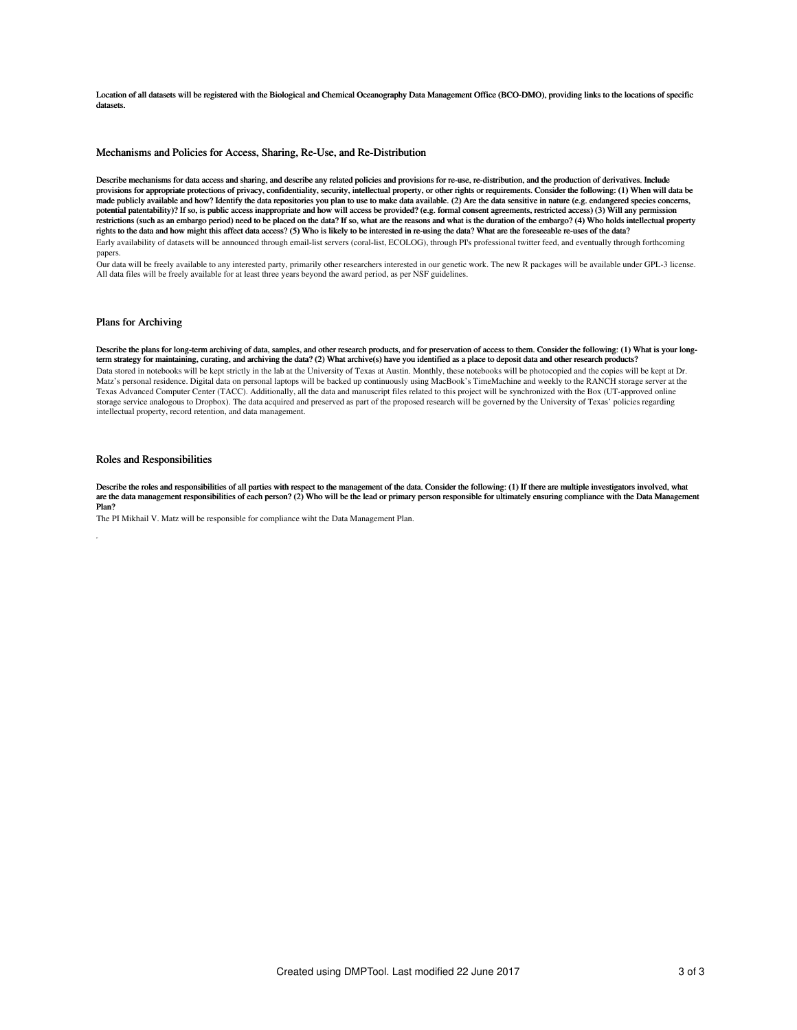**Location of all datasets will be registered with the Biological and Chemical Oceanography Data Management Office (BCO-DMO), providing links to the locations of specific datasets.**

## Mechanisms and Policies for Access, Sharing, Re-Use, and Re-Distribution

**Describe mechanisms for data access and sharing, and describe any related policies and provisions for re-use, re-distribution, and the production of derivatives. Include provisions for appropriate protections of privacy, confidentiality, security, intellectual property, or other rights or requirements. Consider the following: (1) When will data be made publicly available and how? Identify the data repositories you plan to use to make data available. (2) Are the data sensitive in nature (e.g. endangered species concerns, potential patentability)? If so, is public access inappropriate and how will access be provided? (e.g. formal consent agreements, restricted access) (3) Will any permission restrictions (such as an embargo period) need to be placed on the data? If so, what are the reasons and what is the duration of the embargo? (4) Who holds intellectual property rights to the data and how might this affect data access? (5) Who is likely to be interested in re-using the data? What are the foreseeable re-uses of the data?**

Early availability of datasets will be announced through email-list servers (coral-list, ECOLOG), through PI's professional twitter feed, and eventually through forthcoming papers.

Our data will be freely available to any interested party, primarily other researchers interested in our genetic work. The new R packages will be available under GPL-3 license. All data files will be freely available for at least three years beyond the award period, as per NSF guidelines.

## Plans for Archiving

**Describe the plans for long-term archiving of data, samples, and other research products, and for preservation of access to them. Consider the following: (1) What is your long-term strategy for maintaining, curating, and archiving the data? (2) What archive(s) have you identified as a place to deposit data and other research products?**

Data stored in notebooks will be kept strictly in the lab at the University of Texas at Austin. Monthly, these notebooks will be photocopied and the copies will be kept at Dr. Matz's personal residence. Digital data on personal laptops will be backed up continuously using MacBook's TimeMachine and weekly to the RANCH storage server at the Texas Advanced Computer Center (TACC). Additionally, all the data and manuscript files related to this project will be synchronized with the Box (UT-approved online storage service analogous to Dropbox). The data acquired and preserved as part of the proposed research will be governed by the University of Texas' policies regarding intellectual property, record retention, and data management.

## Roles and Responsibilities

**Describe the roles and responsibilities of all parties with respect to the management of the data. Consider the following: (1) If there are multiple investigators involved, what are the data management responsibilities of each person? (2) Who will be the lead or primary person responsible for ultimately ensuring compliance with the Data Management Plan?**

The PI Mikhail V. Matz will be responsible for compliance wiht the Data Management Plan.

Created using DMPTool. Last modified 22 June 2017